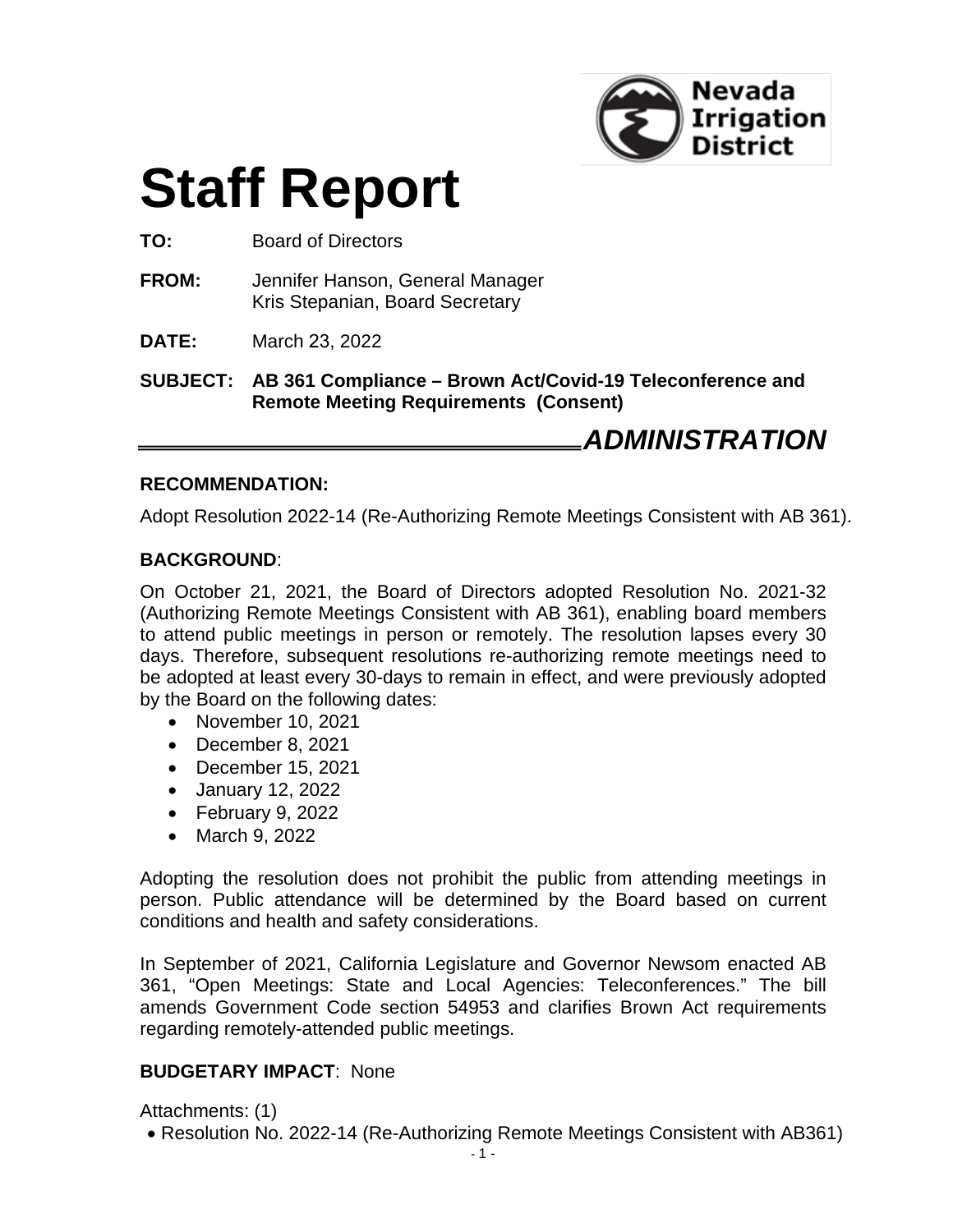Nevada Irrigation District

# Staff Report

**TO:** Board of Directors

**FROM:** Jennifer Hanson, General Manager
Kris Stepanian, Board Secretary

**DATE:** March 23, 2022

**SUBJECT: AB 361 Compliance – Brown Act/Covid-19 Teleconference and Remote Meeting Requirements (Consent)**

***ADMINISTRATION***

**RECOMMENDATION:**

Adopt Resolution 2022-14 (Re-Authorizing Remote Meetings Consistent with AB 361).

**BACKGROUND**:

On October 21, 2021, the Board of Directors adopted Resolution No. 2021-32 (Authorizing Remote Meetings Consistent with AB 361), enabling board members to attend public meetings in person or remotely. The resolution lapses every 30 days. Therefore, subsequent resolutions re-authorizing remote meetings need to be adopted at least every 30-days to remain in effect, and were previously adopted by the Board on the following dates:

- November 10, 2021
- December 8, 2021
- December 15, 2021
- January 12, 2022
- February 9, 2022
- March 9, 2022

Adopting the resolution does not prohibit the public from attending meetings in person. Public attendance will be determined by the Board based on current conditions and health and safety considerations.

In September of 2021, California Legislature and Governor Newsom enacted AB 361, "Open Meetings: State and Local Agencies: Teleconferences." The bill amends Government Code section 54953 and clarifies Brown Act requirements regarding remotely-attended public meetings.

**BUDGETARY IMPACT**: None

Attachments: (1)

- Resolution No. 2022-14 (Re-Authorizing Remote Meetings Consistent with AB361)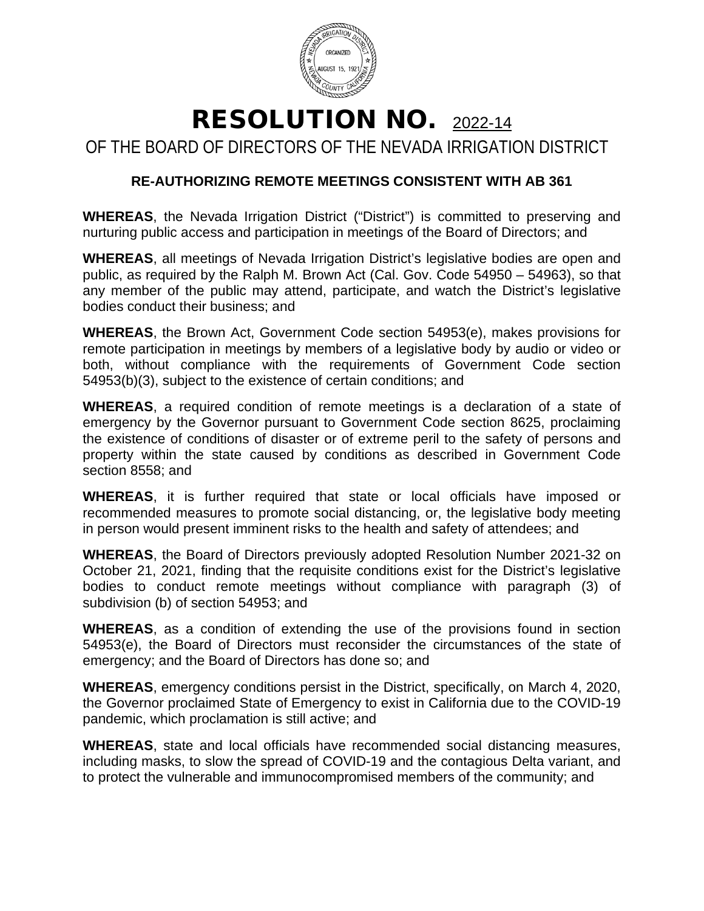# RESOLUTION NO. 2022-14

## OF THE BOARD OF DIRECTORS OF THE NEVADA IRRIGATION DISTRICT

### RE-AUTHORIZING REMOTE MEETINGS CONSISTENT WITH AB 361

**WHEREAS**, the Nevada Irrigation District ("District") is committed to preserving and nurturing public access and participation in meetings of the Board of Directors; and

**WHEREAS**, all meetings of Nevada Irrigation District's legislative bodies are open and public, as required by the Ralph M. Brown Act (Cal. Gov. Code 54950 – 54963), so that any member of the public may attend, participate, and watch the District's legislative bodies conduct their business; and

**WHEREAS**, the Brown Act, Government Code section 54953(e), makes provisions for remote participation in meetings by members of a legislative body by audio or video or both, without compliance with the requirements of Government Code section 54953(b)(3), subject to the existence of certain conditions; and

**WHEREAS**, a required condition of remote meetings is a declaration of a state of emergency by the Governor pursuant to Government Code section 8625, proclaiming the existence of conditions of disaster or of extreme peril to the safety of persons and property within the state caused by conditions as described in Government Code section 8558; and

**WHEREAS**, it is further required that state or local officials have imposed or recommended measures to promote social distancing, or, the legislative body meeting in person would present imminent risks to the health and safety of attendees; and

**WHEREAS**, the Board of Directors previously adopted Resolution Number 2021-32 on October 21, 2021, finding that the requisite conditions exist for the District's legislative bodies to conduct remote meetings without compliance with paragraph (3) of subdivision (b) of section 54953; and

**WHEREAS**, as a condition of extending the use of the provisions found in section 54953(e), the Board of Directors must reconsider the circumstances of the state of emergency; and the Board of Directors has done so; and

**WHEREAS**, emergency conditions persist in the District, specifically, on March 4, 2020, the Governor proclaimed State of Emergency to exist in California due to the COVID-19 pandemic, which proclamation is still active; and

**WHEREAS**, state and local officials have recommended social distancing measures, including masks, to slow the spread of COVID-19 and the contagious Delta variant, and to protect the vulnerable and immunocompromised members of the community; and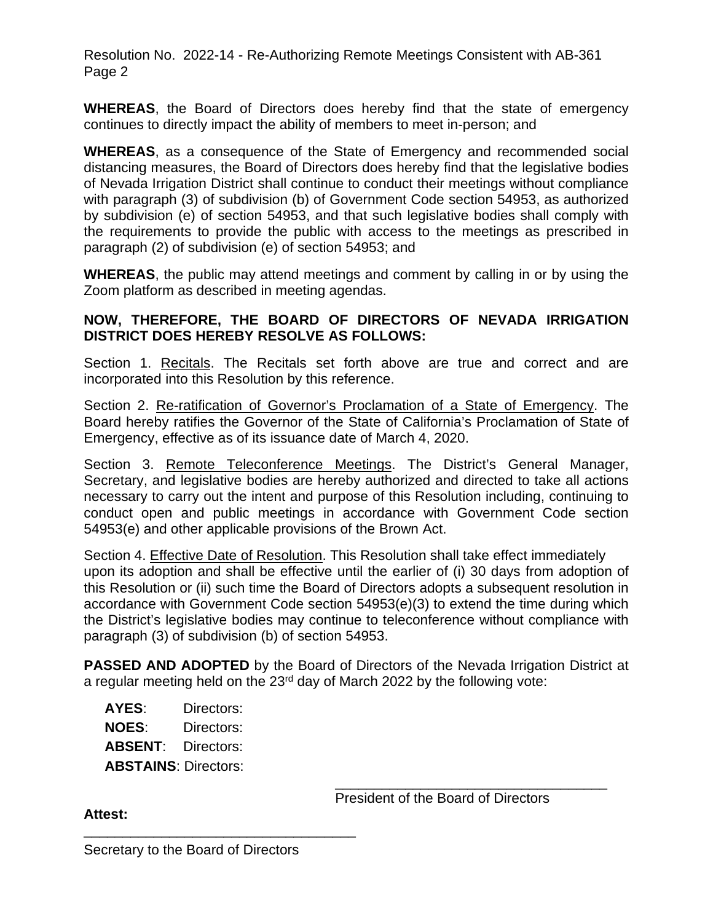**WHEREAS**, the Board of Directors does hereby find that the state of emergency continues to directly impact the ability of members to meet in-person; and

**WHEREAS**, as a consequence of the State of Emergency and recommended social distancing measures, the Board of Directors does hereby find that the legislative bodies of Nevada Irrigation District shall continue to conduct their meetings without compliance with paragraph (3) of subdivision (b) of Government Code section 54953, as authorized by subdivision (e) of section 54953, and that such legislative bodies shall comply with the requirements to provide the public with access to the meetings as prescribed in paragraph (2) of subdivision (e) of section 54953; and

**WHEREAS**, the public may attend meetings and comment by calling in or by using the Zoom platform as described in meeting agendas.

**NOW, THEREFORE, THE BOARD OF DIRECTORS OF NEVADA IRRIGATION DISTRICT DOES HEREBY RESOLVE AS FOLLOWS:**

Section 1. Recitals. The Recitals set forth above are true and correct and are incorporated into this Resolution by this reference.

Section 2. Re-ratification of Governor's Proclamation of a State of Emergency. The Board hereby ratifies the Governor of the State of California's Proclamation of State of Emergency, effective as of its issuance date of March 4, 2020.

Section 3. Remote Teleconference Meetings. The District's General Manager, Secretary, and legislative bodies are hereby authorized and directed to take all actions necessary to carry out the intent and purpose of this Resolution including, continuing to conduct open and public meetings in accordance with Government Code section 54953(e) and other applicable provisions of the Brown Act.

Section 4. Effective Date of Resolution. This Resolution shall take effect immediately upon its adoption and shall be effective until the earlier of (i) 30 days from adoption of this Resolution or (ii) such time the Board of Directors adopts a subsequent resolution in accordance with Government Code section 54953(e)(3) to extend the time during which the District's legislative bodies may continue to teleconference without compliance with paragraph (3) of subdivision (b) of section 54953.

**PASSED AND ADOPTED** by the Board of Directors of the Nevada Irrigation District at a regular meeting held on the 23rd day of March 2022 by the following vote:

**AYES**: Directors:
**NOES**: Directors:
**ABSENT**: Directors:
**ABSTAINS**: Directors:

\_\_\_\_\_\_\_\_\_\_\_\_\_\_\_\_\_\_\_\_\_\_\_\_\_\_\_\_\_\_\_\_\_\_\_
President of the Board of Directors

**Attest:**

\_\_\_\_\_\_\_\_\_\_\_\_\_\_\_\_\_\_\_\_\_\_\_\_\_\_\_\_\_\_\_\_\_\_\_
Secretary to the Board of Directors